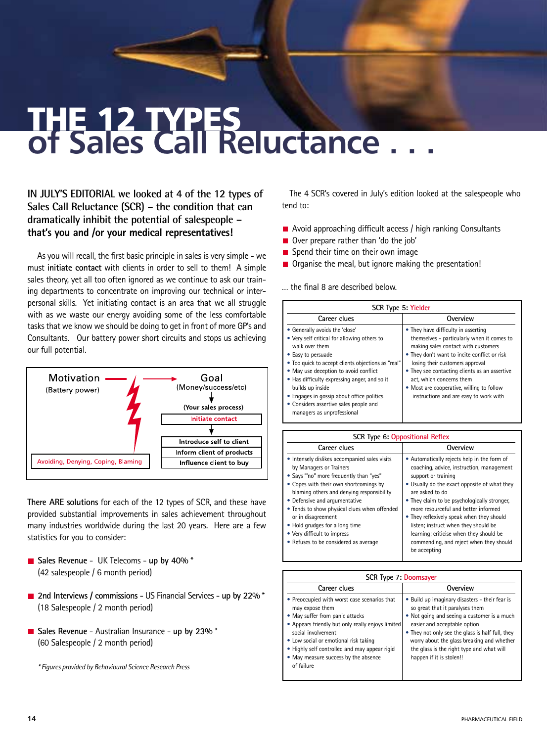# THE 12 TYPES of Sales Call Reluctance . . .

**IN JULY'S EDITORIAL we looked at 4 of the 12 types of Sales Call Reluctance (SCR) – the condition that can dramatically inhibit the potential of salespeople – that's you and /or your medical representatives!**

As you will recall, the first basic principle in sales is very simple - we must **initiate contact** with clients in order to sell to them! A simple sales theory, yet all too often ignored as we continue to ask our training departments to concentrate on improving our technical or interpersonal skills. Yet initiating contact is an area that we all struggle with as we waste our energy avoiding some of the less comfortable tasks that we know we should be doing to get in front of more GP's and Consultants. Our battery power short circuits and stops us achieving our full potential.

Motivation (Battery power) → Goal (Money/success/etc)

(Your sales process)

- Initiate contact
- Introduce self to client
- Inform client of products
- Influence client to buy

Avoiding, Denying, Coping, Blaming

**There ARE solutions** for each of the 12 types of SCR, and these have provided substantial improvements in sales achievement throughout many industries worldwide during the last 20 years. Here are a few statistics for you to consider:

- **Sales Revenue** - UK Telecoms - **up by 40%** *
  (42 salespeople / 6 month period)
- **2nd Interviews / commissions** - US Financial Services - **up by 22%** *
  (18 Salespeople / 2 month period)
- **Sales Revenue** - Australian Insurance - **up by 23%** *
  (60 Salespeople / 2 month period)

*\* Figures provided by Behavioural Science Research Press*

The 4 SCR's covered in July's edition looked at the salespeople who tend to:

- Avoid approaching difficult access / high ranking Consultants
- Over prepare rather than 'do the job'
- Spend their time on their own image
- Organise the meal, but ignore making the presentation!

... the final 8 are described below.

**SCR Type 5: Yielder**

| Career clues | Overview |
|---|---|
| • Generally avoids the 'close'<br>• Very self critical for allowing others to walk over them<br>• Easy to persuade<br>• Too quick to accept clients objections as "real"<br>• May use deception to avoid conflict<br>• Has difficulty expressing anger, and so it builds up inside<br>• Engages in gossip about office politics<br>• Considers assertive sales people and managers as unprofessional | • They have difficulty in asserting themselves - particularly when it comes to making sales contact with customers<br>• They don't want to incite conflict or risk losing their customers approval<br>• They see contacting clients as an assertive act, which concerns them<br>• Most are cooperative, willing to follow instructions and are easy to work with |

**SCR Type 6: Oppositional Reflex**

| Career clues | Overview |
|---|---|
| • Intensely dislikes accompanied sales visits by Managers or Trainers<br>• Says ""no" more frequently than "yes"<br>• Copes with their own shortcomings by blaming others and denying responsibility<br>• Defensive and argumentative<br>• Tends to show physical clues when offended or in disagreement<br>• Hold grudges for a long time<br>• Very difficult to impress<br>• Refuses to be considered as average | • Automatically rejects help in the form of coaching, advice, instruction, management support or training<br>• Usually do the exact opposite of what they are asked to do<br>• They claim to be psychologically stronger, more resourceful and better informed<br>• They reflexively speak when they should listen; instruct when they should be learning; criticise when they should be commending, and reject when they should be accepting |

**SCR Type 7: Doomsayer**

| Career clues | Overview |
|---|---|
| • Preoccupied with worst case scenarios that may expose them<br>• May suffer from panic attacks<br>• Appears friendly but only really enjoys limited social involvement<br>• Low social or emotional risk taking<br>• Highly self controlled and may appear rigid<br>• May measure success by the absence of failure | • Build up imaginary disasters - their fear is so great that it paralyses them<br>• Not going and seeing a customer is a much easier and acceptable option<br>• They not only see the glass is half full, they worry about the glass breaking and whether the glass is the right type and what will happen if it is stolen!! |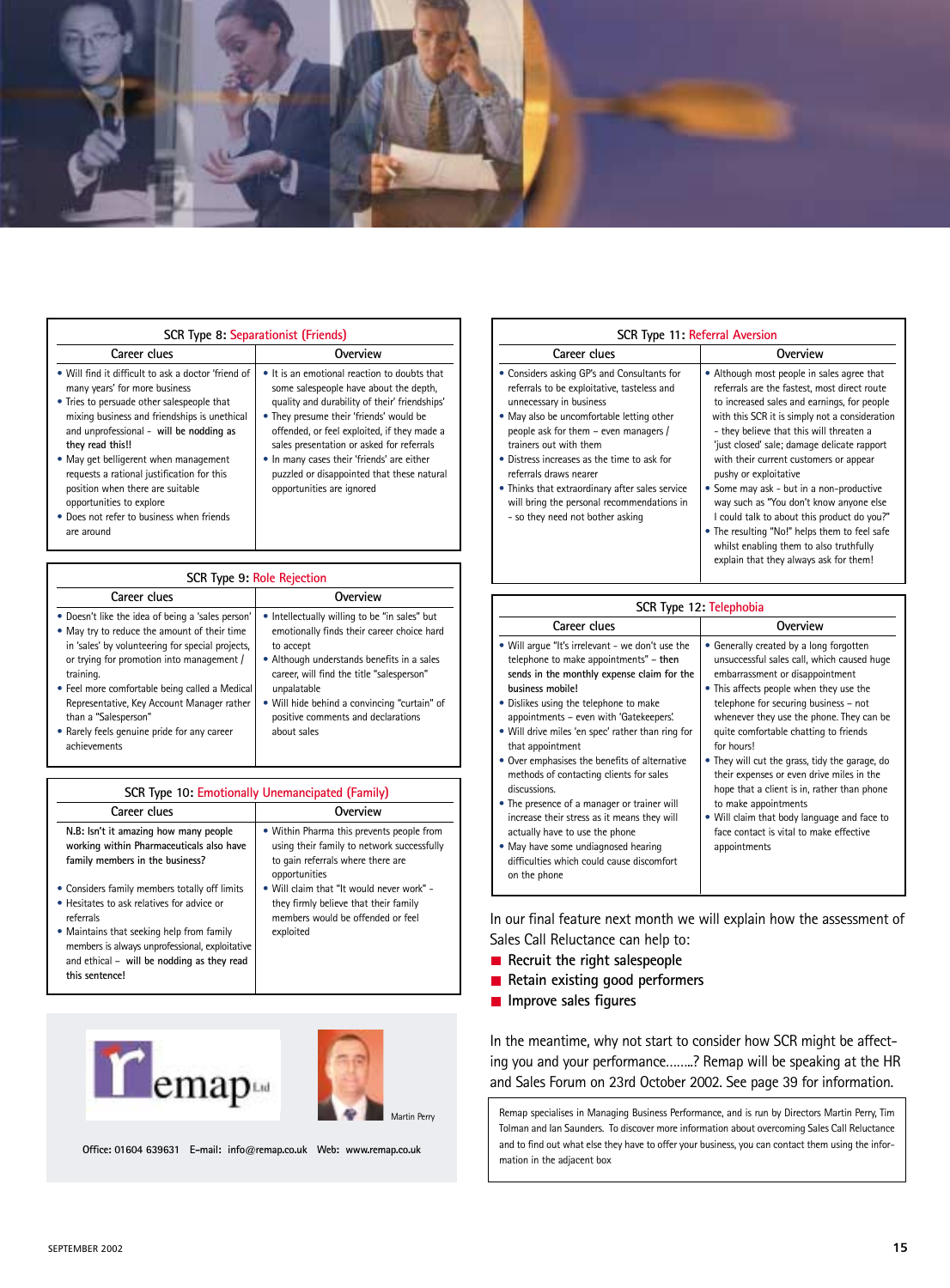## SCR Type 8: Separationist (Friends)

| Career clues | Overview |
|---|---|
| • Will find it difficult to ask a doctor 'friend of many years' for more business<br>• Tries to persuade other salespeople that mixing business and friendships is unethical and unprofessional – **will be nodding as they read this!!**<br>• May get belligerent when management requests a rational justification for this position when there are suitable opportunities to explore<br>• Does not refer to business when friends are around | • It is an emotional reaction to doubts that some salespeople have about the depth, quality and durability of their' friendships'<br>• They presume their 'friends' would be offended, or feel exploited, if they made a sales presentation or asked for referrals<br>• In many cases their 'friends' are either puzzled or disappointed that these natural opportunities are ignored |

## SCR Type 9: Role Rejection

| Career clues | Overview |
|---|---|
| • Doesn't like the idea of being a 'sales person'<br>• May try to reduce the amount of their time in 'sales' by volunteering for special projects, or trying for promotion into management / training.<br>• Feel more comfortable being called a Medical Representative, Key Account Manager rather than a "Salesperson"<br>• Rarely feels genuine pride for any career achievements | • Intellectually willing to be "in sales" but emotionally finds their career choice hard to accept<br>• Although understands benefits in a sales career, will find the title "salesperson" unpalatable<br>• Will hide behind a convincing "curtain" of positive comments and declarations about sales |

## SCR Type 10: Emotionally Unemancipated (Family)

| Career clues | Overview |
|---|---|
| **N.B: Isn't it amazing how many people working within Pharmaceuticals also have family members in the business?**<br><br>• Considers family members totally off limits<br>• Hesitates to ask relatives for advice or referrals<br>• Maintains that seeking help from family members is always unprofessional, exploitative and ethical – **will be nodding as they read this sentence!** | • Within Pharma this prevents people from using their family to network successfully to gain referrals where there are opportunities<br>• Will claim that "It would never work" - they firmly believe that their family members would be offended or feel exploited |

## SCR Type 11: Referral Aversion

| Career clues | Overview |
|---|---|
| • Considers asking GP's and Consultants for referrals to be exploitative, tasteless and unnecessary in business<br>• May also be uncomfortable letting other people ask for them – even managers / trainers out with them<br>• Distress increases as the time to ask for referrals draws nearer<br>• Thinks that extraordinary after sales service will bring the personal recommendations in – so they need not bother asking | • Although most people in sales agree that referrals are the fastest, most direct route to increased sales and earnings, for people with this SCR it is simply not a consideration – they believe that this will threaten a 'just closed' sale; damage delicate rapport with their current customers or appear pushy or exploitative<br>• Some may ask - but in a non-productive way such as "You don't know anyone else I could talk to about this product do you?"<br>• The resulting "No!" helps them to feel safe whilst enabling them to also truthfully explain that they always ask for them! |

## SCR Type 12: Telephobia

| Career clues | Overview |
|---|---|
| • Will argue "It's irrelevant - we don't use the telephone to make appointments" – **then sends in the monthly expense claim for the business mobile!**<br>• Dislikes using the telephone to make appointments – even with 'Gatekeepers'.<br>• Will drive miles 'en spec' rather than ring for that appointment<br>• Over emphasises the benefits of alternative methods of contacting clients for sales discussions.<br>• The presence of a manager or trainer will increase their stress as it means they will actually have to use the phone<br>• May have some undiagnosed hearing difficulties which could cause discomfort on the phone | • Generally created by a long forgotten unsuccessful sales call, which caused huge embarrassment or disappointment<br>• This affects people when they use the telephone for securing business – not whenever they use the phone. They can be quite comfortable chatting to friends for hours!<br>• They will cut the grass, tidy the garage, do their expenses or even drive miles in the hope that a client is in, rather than phone to make appointments<br>• Will claim that body language and face to face contact is vital to make effective appointments |

In our final feature next month we will explain how the assessment of Sales Call Reluctance can help to:

- Recruit the right salespeople
- Retain existing good performers
- Improve sales figures

In the meantime, why not start to consider how SCR might be affecting you and your performance……..? Remap will be speaking at the HR and Sales Forum on 23rd October 2002. See page 39 for information.

Remap specialises in Managing Business Performance, and is run by Directors Martin Perry, Tim Tolman and Ian Saunders. To discover more information about overcoming Sales Call Reluctance and to find out what else they have to offer your business, you can contact them using the information in the adjacent box

remap Ltd

Martin Perry

**Office:** 01604 639631 **E-mail:** info@remap.co.uk **Web:** www.remap.co.uk